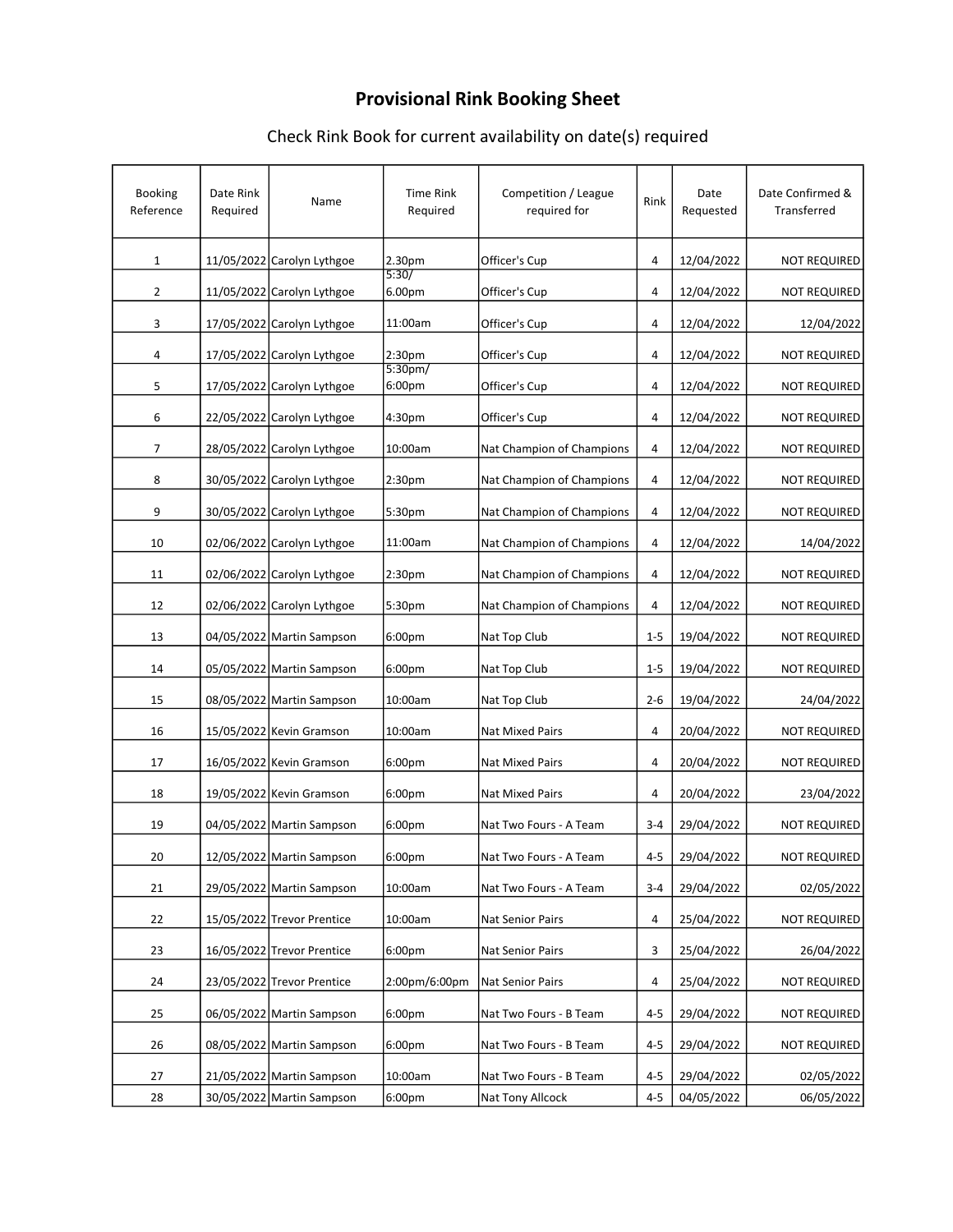# Provisional Rink Booking Sheet

Check Rink Book for current availability on date(s) required

| Booking Reference | Date Rink Required | Name | Time Rink Required | Competition / League required for | Rink | Date Requested | Date Confirmed & Transferred |
|---|---|---|---|---|---|---|---|
| 1 | 11/05/2022 | Carolyn Lythgoe | 2.30pm | Officer's Cup | 4 | 12/04/2022 | NOT REQUIRED |
| 2 | 11/05/2022 | Carolyn Lythgoe | 5:30/ 6.00pm | Officer's Cup | 4 | 12/04/2022 | NOT REQUIRED |
| 3 | 17/05/2022 | Carolyn Lythgoe | 11:00am | Officer's Cup | 4 | 12/04/2022 | 12/04/2022 |
| 4 | 17/05/2022 | Carolyn Lythgoe | 2:30pm | Officer's Cup | 4 | 12/04/2022 | NOT REQUIRED |
| 5 | 17/05/2022 | Carolyn Lythgoe | 5:30pm/ 6:00pm | Officer's Cup | 4 | 12/04/2022 | NOT REQUIRED |
| 6 | 22/05/2022 | Carolyn Lythgoe | 4:30pm | Officer's Cup | 4 | 12/04/2022 | NOT REQUIRED |
| 7 | 28/05/2022 | Carolyn Lythgoe | 10:00am | Nat Champion of Champions | 4 | 12/04/2022 | NOT REQUIRED |
| 8 | 30/05/2022 | Carolyn Lythgoe | 2:30pm | Nat Champion of Champions | 4 | 12/04/2022 | NOT REQUIRED |
| 9 | 30/05/2022 | Carolyn Lythgoe | 5:30pm | Nat Champion of Champions | 4 | 12/04/2022 | NOT REQUIRED |
| 10 | 02/06/2022 | Carolyn Lythgoe | 11:00am | Nat Champion of Champions | 4 | 12/04/2022 | 14/04/2022 |
| 11 | 02/06/2022 | Carolyn Lythgoe | 2:30pm | Nat Champion of Champions | 4 | 12/04/2022 | NOT REQUIRED |
| 12 | 02/06/2022 | Carolyn Lythgoe | 5:30pm | Nat Champion of Champions | 4 | 12/04/2022 | NOT REQUIRED |
| 13 | 04/05/2022 | Martin Sampson | 6:00pm | Nat Top Club | 1-5 | 19/04/2022 | NOT REQUIRED |
| 14 | 05/05/2022 | Martin Sampson | 6:00pm | Nat Top Club | 1-5 | 19/04/2022 | NOT REQUIRED |
| 15 | 08/05/2022 | Martin Sampson | 10:00am | Nat Top Club | 2-6 | 19/04/2022 | 24/04/2022 |
| 16 | 15/05/2022 | Kevin Gramson | 10:00am | Nat Mixed Pairs | 4 | 20/04/2022 | NOT REQUIRED |
| 17 | 16/05/2022 | Kevin Gramson | 6:00pm | Nat Mixed Pairs | 4 | 20/04/2022 | NOT REQUIRED |
| 18 | 19/05/2022 | Kevin Gramson | 6:00pm | Nat Mixed Pairs | 4 | 20/04/2022 | 23/04/2022 |
| 19 | 04/05/2022 | Martin Sampson | 6:00pm | Nat Two Fours - A Team | 3-4 | 29/04/2022 | NOT REQUIRED |
| 20 | 12/05/2022 | Martin Sampson | 6:00pm | Nat Two Fours - A Team | 4-5 | 29/04/2022 | NOT REQUIRED |
| 21 | 29/05/2022 | Martin Sampson | 10:00am | Nat Two Fours - A Team | 3-4 | 29/04/2022 | 02/05/2022 |
| 22 | 15/05/2022 | Trevor Prentice | 10:00am | Nat Senior Pairs | 4 | 25/04/2022 | NOT REQUIRED |
| 23 | 16/05/2022 | Trevor Prentice | 6:00pm | Nat Senior Pairs | 3 | 25/04/2022 | 26/04/2022 |
| 24 | 23/05/2022 | Trevor Prentice | 2:00pm/6:00pm | Nat Senior Pairs | 4 | 25/04/2022 | NOT REQUIRED |
| 25 | 06/05/2022 | Martin Sampson | 6:00pm | Nat Two Fours - B Team | 4-5 | 29/04/2022 | NOT REQUIRED |
| 26 | 08/05/2022 | Martin Sampson | 6:00pm | Nat Two Fours - B Team | 4-5 | 29/04/2022 | NOT REQUIRED |
| 27 | 21/05/2022 | Martin Sampson | 10:00am | Nat Two Fours - B Team | 4-5 | 29/04/2022 | 02/05/2022 |
| 28 | 30/05/2022 | Martin Sampson | 6:00pm | Nat Tony Allcock | 4-5 | 04/05/2022 | 06/05/2022 |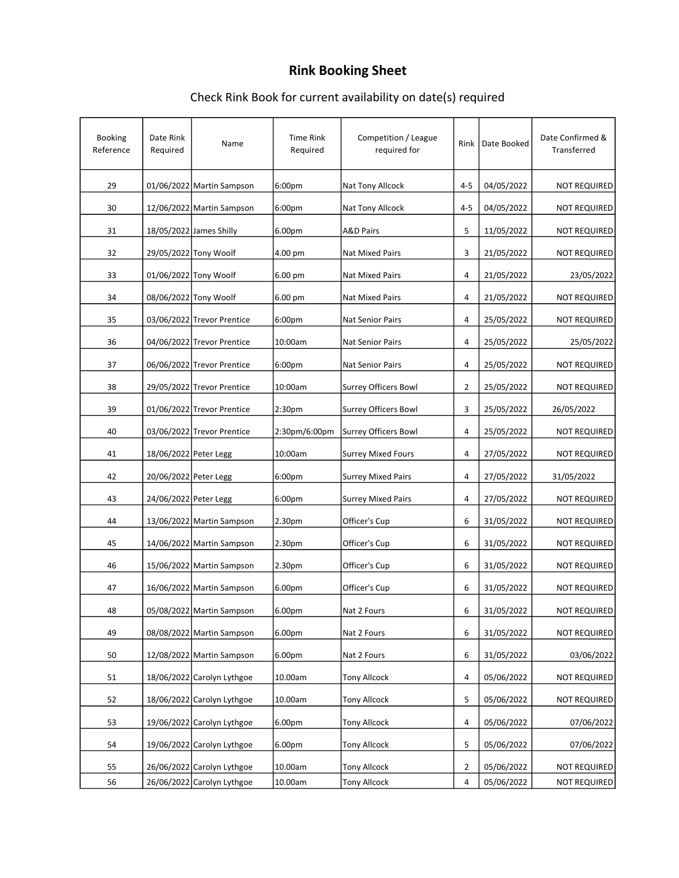# Rink Booking Sheet

Check Rink Book for current availability on date(s) required

| Booking Reference | Date Rink Required | Name | Time Rink Required | Competition / League required for | Rink | Date Booked | Date Confirmed & Transferred |
|---|---|---|---|---|---|---|---|
| 29 | 01/06/2022 | Martin Sampson | 6:00pm | Nat Tony Allcock | 4-5 | 04/05/2022 | NOT REQUIRED |
| 30 | 12/06/2022 | Martin Sampson | 6:00pm | Nat Tony Allcock | 4-5 | 04/05/2022 | NOT REQUIRED |
| 31 | 18/05/2022 | James Shilly | 6.00pm | A&D Pairs | 5 | 11/05/2022 | NOT REQUIRED |
| 32 | 29/05/2022 | Tony Woolf | 4.00 pm | Nat Mixed Pairs | 3 | 21/05/2022 | NOT REQUIRED |
| 33 | 01/06/2022 | Tony Woolf | 6.00 pm | Nat Mixed Pairs | 4 | 21/05/2022 | 23/05/2022 |
| 34 | 08/06/2022 | Tony Woolf | 6.00 pm | Nat Mixed Pairs | 4 | 21/05/2022 | NOT REQUIRED |
| 35 | 03/06/2022 | Trevor Prentice | 6:00pm | Nat Senior Pairs | 4 | 25/05/2022 | NOT REQUIRED |
| 36 | 04/06/2022 | Trevor Prentice | 10:00am | Nat Senior Pairs | 4 | 25/05/2022 | 25/05/2022 |
| 37 | 06/06/2022 | Trevor Prentice | 6:00pm | Nat Senior Pairs | 4 | 25/05/2022 | NOT REQUIRED |
| 38 | 29/05/2022 | Trevor Prentice | 10:00am | Surrey Officers Bowl | 2 | 25/05/2022 | NOT REQUIRED |
| 39 | 01/06/2022 | Trevor Prentice | 2:30pm | Surrey Officers Bowl | 3 | 25/05/2022 | 26/05/2022 |
| 40 | 03/06/2022 | Trevor Prentice | 2:30pm/6:00pm | Surrey Officers Bowl | 4 | 25/05/2022 | NOT REQUIRED |
| 41 | 18/06/2022 | Peter Legg | 10:00am | Surrey Mixed Fours | 4 | 27/05/2022 | NOT REQUIRED |
| 42 | 20/06/2022 | Peter Legg | 6:00pm | Surrey Mixed Pairs | 4 | 27/05/2022 | 31/05/2022 |
| 43 | 24/06/2022 | Peter Legg | 6:00pm | Surrey Mixed Pairs | 4 | 27/05/2022 | NOT REQUIRED |
| 44 | 13/06/2022 | Martin Sampson | 2.30pm | Officer's Cup | 6 | 31/05/2022 | NOT REQUIRED |
| 45 | 14/06/2022 | Martin Sampson | 2.30pm | Officer's Cup | 6 | 31/05/2022 | NOT REQUIRED |
| 46 | 15/06/2022 | Martin Sampson | 2.30pm | Officer's Cup | 6 | 31/05/2022 | NOT REQUIRED |
| 47 | 16/06/2022 | Martin Sampson | 6.00pm | Officer's Cup | 6 | 31/05/2022 | NOT REQUIRED |
| 48 | 05/08/2022 | Martin Sampson | 6.00pm | Nat 2 Fours | 6 | 31/05/2022 | NOT REQUIRED |
| 49 | 08/08/2022 | Martin Sampson | 6.00pm | Nat 2 Fours | 6 | 31/05/2022 | NOT REQUIRED |
| 50 | 12/08/2022 | Martin Sampson | 6.00pm | Nat 2 Fours | 6 | 31/05/2022 | 03/06/2022 |
| 51 | 18/06/2022 | Carolyn Lythgoe | 10.00am | Tony Allcock | 4 | 05/06/2022 | NOT REQUIRED |
| 52 | 18/06/2022 | Carolyn Lythgoe | 10.00am | Tony Allcock | 5 | 05/06/2022 | NOT REQUIRED |
| 53 | 19/06/2022 | Carolyn Lythgoe | 6.00pm | Tony Allcock | 4 | 05/06/2022 | 07/06/2022 |
| 54 | 19/06/2022 | Carolyn Lythgoe | 6.00pm | Tony Allcock | 5 | 05/06/2022 | 07/06/2022 |
| 55 | 26/06/2022 | Carolyn Lythgoe | 10.00am | Tony Allcock | 2 | 05/06/2022 | NOT REQUIRED |
| 56 | 26/06/2022 | Carolyn Lythgoe | 10.00am | Tony Allcock | 4 | 05/06/2022 | NOT REQUIRED |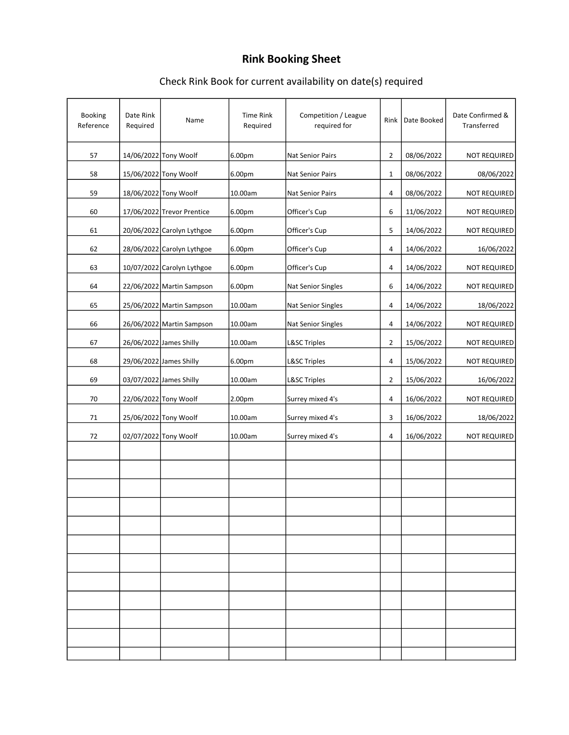# Rink Booking Sheet

Check Rink Book for current availability on date(s) required

| Booking Reference | Date Rink Required | Name | Time Rink Required | Competition / League required for | Rink | Date Booked | Date Confirmed & Transferred |
|---|---|---|---|---|---|---|---|
| 57 | 14/06/2022 | Tony Woolf | 6.00pm | Nat Senior Pairs | 2 | 08/06/2022 | NOT REQUIRED |
| 58 | 15/06/2022 | Tony Woolf | 6.00pm | Nat Senior Pairs | 1 | 08/06/2022 | 08/06/2022 |
| 59 | 18/06/2022 | Tony Woolf | 10.00am | Nat Senior Pairs | 4 | 08/06/2022 | NOT REQUIRED |
| 60 | 17/06/2022 | Trevor Prentice | 6.00pm | Officer's Cup | 6 | 11/06/2022 | NOT REQUIRED |
| 61 | 20/06/2022 | Carolyn Lythgoe | 6.00pm | Officer's Cup | 5 | 14/06/2022 | NOT REQUIRED |
| 62 | 28/06/2022 | Carolyn Lythgoe | 6.00pm | Officer's Cup | 4 | 14/06/2022 | 16/06/2022 |
| 63 | 10/07/2022 | Carolyn Lythgoe | 6.00pm | Officer's Cup | 4 | 14/06/2022 | NOT REQUIRED |
| 64 | 22/06/2022 | Martin Sampson | 6.00pm | Nat Senior Singles | 6 | 14/06/2022 | NOT REQUIRED |
| 65 | 25/06/2022 | Martin Sampson | 10.00am | Nat Senior Singles | 4 | 14/06/2022 | 18/06/2022 |
| 66 | 26/06/2022 | Martin Sampson | 10.00am | Nat Senior Singles | 4 | 14/06/2022 | NOT REQUIRED |
| 67 | 26/06/2022 | James Shilly | 10.00am | L&SC Triples | 2 | 15/06/2022 | NOT REQUIRED |
| 68 | 29/06/2022 | James Shilly | 6.00pm | L&SC Triples | 4 | 15/06/2022 | NOT REQUIRED |
| 69 | 03/07/2022 | James Shilly | 10.00am | L&SC Triples | 2 | 15/06/2022 | 16/06/2022 |
| 70 | 22/06/2022 | Tony Woolf | 2.00pm | Surrey mixed 4's | 4 | 16/06/2022 | NOT REQUIRED |
| 71 | 25/06/2022 | Tony Woolf | 10.00am | Surrey mixed 4's | 3 | 16/06/2022 | 18/06/2022 |
| 72 | 02/07/2022 | Tony Woolf | 10.00am | Surrey mixed 4's | 4 | 16/06/2022 | NOT REQUIRED |
| | | | | | | | |
| | | | | | | | |
| | | | | | | | |
| | | | | | | | |
| | | | | | | | |
| | | | | | | | |
| | | | | | | | |
| | | | | | | | |
| | | | | | | | |
| | | | | | | | |
| | | | | | | | |
| | | | | | | | |